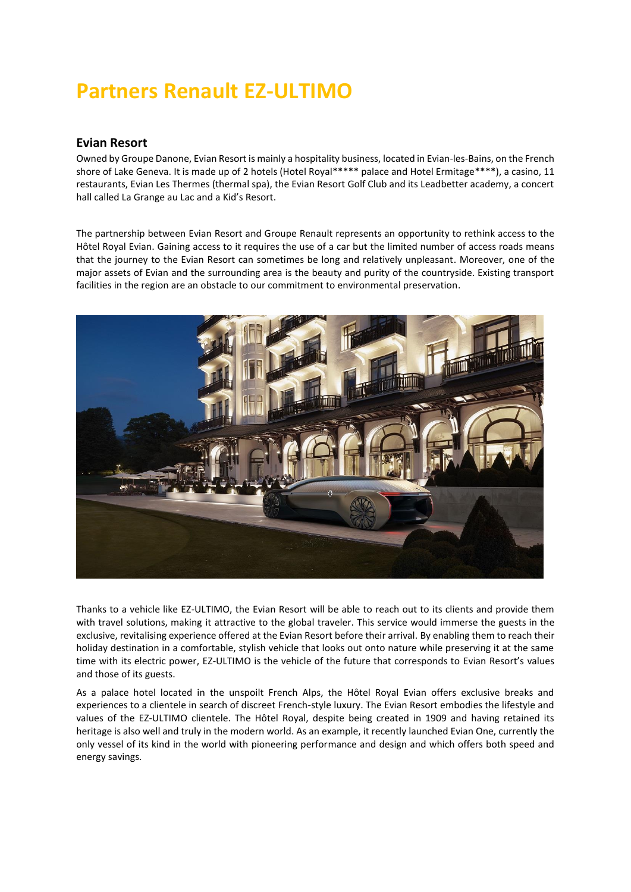# Partners Renault EZ-ULTIMO

## Evian Resort

Owned by Groupe Danone, Evian Resort is mainly a hospitality business, located in Evian-les-Bains, on the French shore of Lake Geneva. It is made up of 2 hotels (Hotel Royal***** palace and Hotel Ermitage****), a casino, 11 restaurants, Evian Les Thermes (thermal spa), the Evian Resort Golf Club and its Leadbetter academy, a concert hall called La Grange au Lac and a Kid's Resort.

The partnership between Evian Resort and Groupe Renault represents an opportunity to rethink access to the Hôtel Royal Evian. Gaining access to it requires the use of a car but the limited number of access roads means that the journey to the Evian Resort can sometimes be long and relatively unpleasant. Moreover, one of the major assets of Evian and the surrounding area is the beauty and purity of the countryside. Existing transport facilities in the region are an obstacle to our commitment to environmental preservation.

Thanks to a vehicle like EZ-ULTIMO, the Evian Resort will be able to reach out to its clients and provide them with travel solutions, making it attractive to the global traveler. This service would immerse the guests in the exclusive, revitalising experience offered at the Evian Resort before their arrival. By enabling them to reach their holiday destination in a comfortable, stylish vehicle that looks out onto nature while preserving it at the same time with its electric power, EZ-ULTIMO is the vehicle of the future that corresponds to Evian Resort's values and those of its guests.

As a palace hotel located in the unspoilt French Alps, the Hôtel Royal Evian offers exclusive breaks and experiences to a clientele in search of discreet French-style luxury. The Evian Resort embodies the lifestyle and values of the EZ-ULTIMO clientele. The Hôtel Royal, despite being created in 1909 and having retained its heritage is also well and truly in the modern world. As an example, it recently launched Evian One, currently the only vessel of its kind in the world with pioneering performance and design and which offers both speed and energy savings.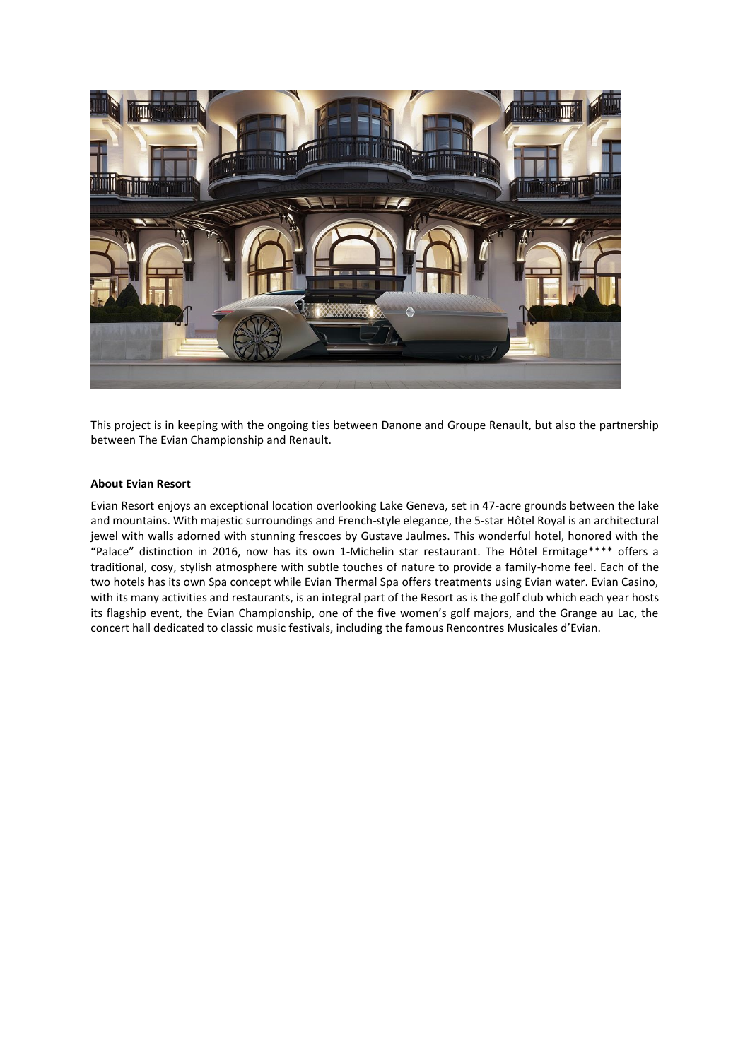This project is in keeping with the ongoing ties between Danone and Groupe Renault, but also the partnership between The Evian Championship and Renault.

**About Evian Resort**

Evian Resort enjoys an exceptional location overlooking Lake Geneva, set in 47-acre grounds between the lake and mountains. With majestic surroundings and French-style elegance, the 5-star Hôtel Royal is an architectural jewel with walls adorned with stunning frescoes by Gustave Jaulmes. This wonderful hotel, honored with the "Palace" distinction in 2016, now has its own 1-Michelin star restaurant. The Hôtel Ermitage**** offers a traditional, cosy, stylish atmosphere with subtle touches of nature to provide a family-home feel. Each of the two hotels has its own Spa concept while Evian Thermal Spa offers treatments using Evian water. Evian Casino, with its many activities and restaurants, is an integral part of the Resort as is the golf club which each year hosts its flagship event, the Evian Championship, one of the five women's golf majors, and the Grange au Lac, the concert hall dedicated to classic music festivals, including the famous Rencontres Musicales d'Evian.